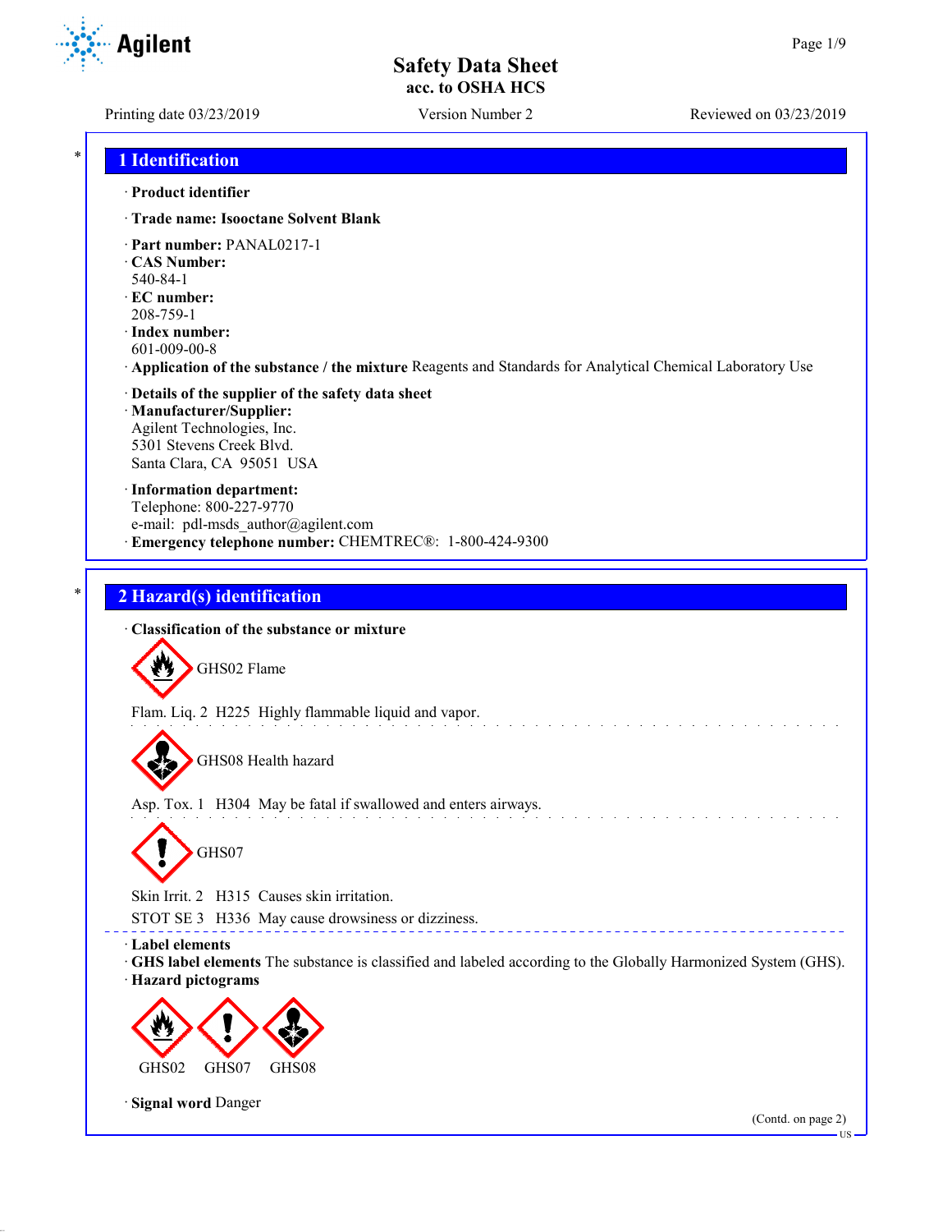# Safety Data Sheet
## acc. to OSHA HCS

Printing date 03/23/2019 Version Number 2 Reviewed on 03/23/2019

## 1 Identification

· **Product identifier**

· **Trade name: Isooctane Solvent Blank**

· **Part number:** PANAL0217-1
· **CAS Number:**
540-84-1
· **EC number:**
208-759-1
· **Index number:**
601-009-00-8
· **Application of the substance / the mixture** Reagents and Standards for Analytical Chemical Laboratory Use

· **Details of the supplier of the safety data sheet**
· **Manufacturer/Supplier:**
Agilent Technologies, Inc.
5301 Stevens Creek Blvd.
Santa Clara, CA 95051 USA

· **Information department:**
Telephone: 800-227-9770
e-mail: pdl-msds_author@agilent.com
· **Emergency telephone number:** CHEMTREC®: 1-800-424-9300

## 2 Hazard(s) identification

· **Classification of the substance or mixture**

GHS02 Flame

Flam. Liq. 2 H225 Highly flammable liquid and vapor.

GHS08 Health hazard

Asp. Tox. 1 H304 May be fatal if swallowed and enters airways.

GHS07

Skin Irrit. 2 H315 Causes skin irritation.
STOT SE 3 H336 May cause drowsiness or dizziness.

· **Label elements**
· **GHS label elements** The substance is classified and labeled according to the Globally Harmonized System (GHS).
· **Hazard pictograms**

GHS02 GHS07 GHS08

· **Signal word** Danger

(Contd. on page 2)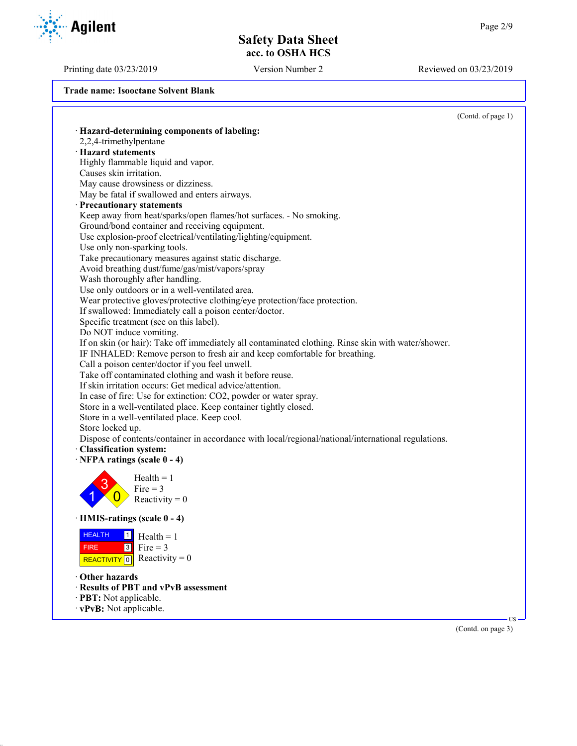**Trade name: Isooctane Solvent Blank**

(Contd. of page 1)

· **Hazard-determining components of labeling:**
2,2,4-trimethylpentane

· **Hazard statements**
Highly flammable liquid and vapor.
Causes skin irritation.
May cause drowsiness or dizziness.
May be fatal if swallowed and enters airways.

· **Precautionary statements**
Keep away from heat/sparks/open flames/hot surfaces. - No smoking.
Ground/bond container and receiving equipment.
Use explosion-proof electrical/ventilating/lighting/equipment.
Use only non-sparking tools.
Take precautionary measures against static discharge.
Avoid breathing dust/fume/gas/mist/vapors/spray
Wash thoroughly after handling.
Use only outdoors or in a well-ventilated area.
Wear protective gloves/protective clothing/eye protection/face protection.
If swallowed: Immediately call a poison center/doctor.
Specific treatment (see on this label).
Do NOT induce vomiting.
If on skin (or hair): Take off immediately all contaminated clothing. Rinse skin with water/shower.
IF INHALED: Remove person to fresh air and keep comfortable for breathing.
Call a poison center/doctor if you feel unwell.
Take off contaminated clothing and wash it before reuse.
If skin irritation occurs: Get medical advice/attention.
In case of fire: Use for extinction: $CO_2$, powder or water spray.
Store in a well-ventilated place. Keep container tightly closed.
Store in a well-ventilated place. Keep cool.
Store locked up.
Dispose of contents/container in accordance with local/regional/national/international regulations.

· **Classification system:**

· **NFPA ratings (scale 0 - 4)**

Health = 1
Fire = 3
Reactivity = 0

· **HMIS-ratings (scale 0 - 4)**

| | | |
|---|---|---|
| HEALTH | 1 | Health = 1 |
| FIRE | 3 | Fire = 3 |
| REACTIVITY | 0 | Reactivity = 0 |

· **Other hazards**

· **Results of PBT and vPvB assessment**

· **PBT:** Not applicable.

· **vPvB:** Not applicable.

(Contd. on page 3)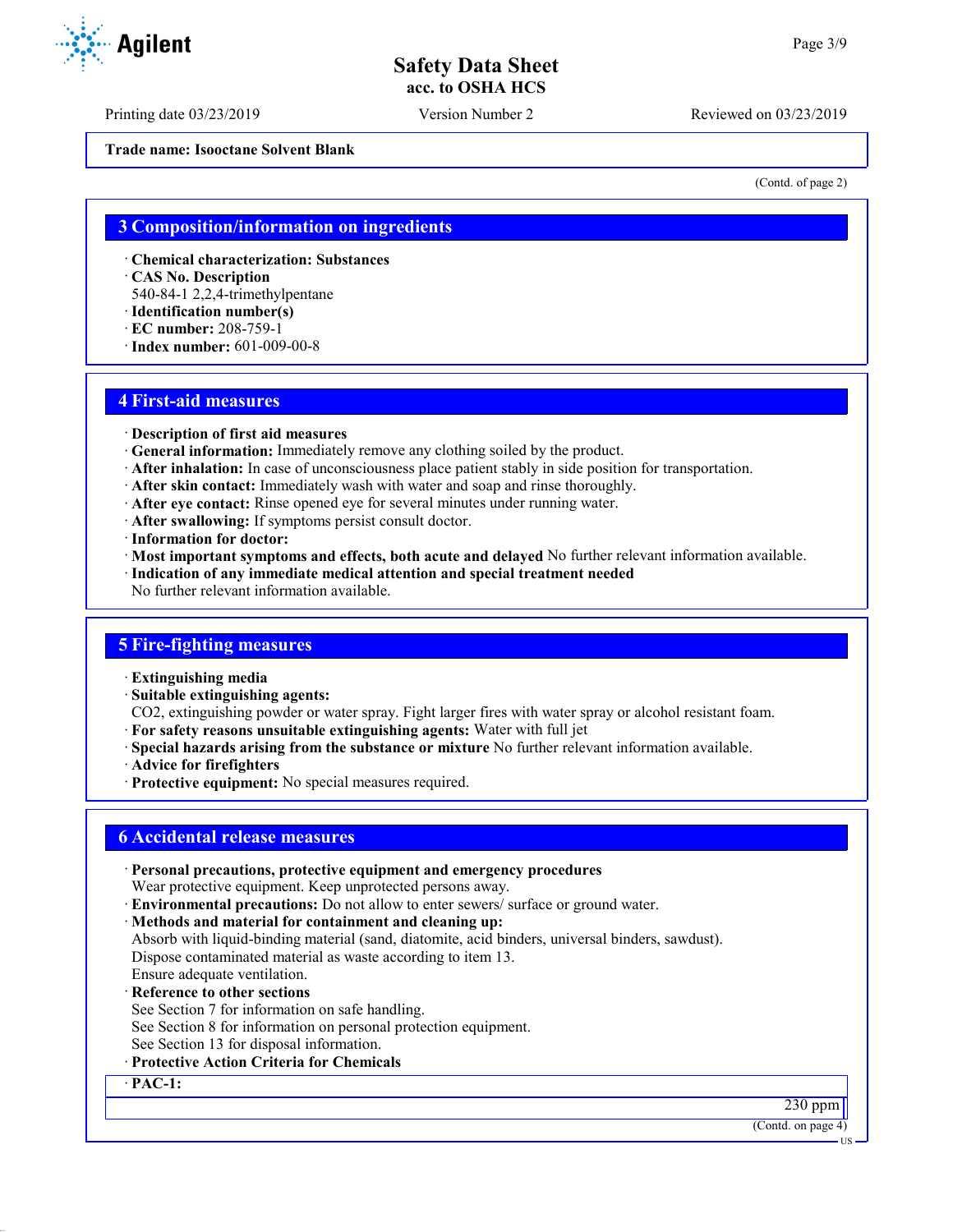Trade name: Isooctane Solvent Blank

(Contd. of page 2)

## 3 Composition/information on ingredients

· **Chemical characterization: Substances**
· **CAS No. Description**
540-84-1 2,2,4-trimethylpentane
· **Identification number(s)**
· **EC number:** 208-759-1
· **Index number:** 601-009-00-8

## 4 First-aid measures

· **Description of first aid measures**
· **General information:** Immediately remove any clothing soiled by the product.
· **After inhalation:** In case of unconsciousness place patient stably in side position for transportation.
· **After skin contact:** Immediately wash with water and soap and rinse thoroughly.
· **After eye contact:** Rinse opened eye for several minutes under running water.
· **After swallowing:** If symptoms persist consult doctor.
· **Information for doctor:**
· **Most important symptoms and effects, both acute and delayed** No further relevant information available.
· **Indication of any immediate medical attention and special treatment needed**
No further relevant information available.

## 5 Fire-fighting measures

· **Extinguishing media**
· **Suitable extinguishing agents:**
$CO_2$, extinguishing powder or water spray. Fight larger fires with water spray or alcohol resistant foam.
· **For safety reasons unsuitable extinguishing agents:** Water with full jet
· **Special hazards arising from the substance or mixture** No further relevant information available.
· **Advice for firefighters**
· **Protective equipment:** No special measures required.

## 6 Accidental release measures

· **Personal precautions, protective equipment and emergency procedures**
Wear protective equipment. Keep unprotected persons away.
· **Environmental precautions:** Do not allow to enter sewers/ surface or ground water.
· **Methods and material for containment and cleaning up:**
Absorb with liquid-binding material (sand, diatomite, acid binders, universal binders, sawdust).
Dispose contaminated material as waste according to item 13.
Ensure adequate ventilation.
· **Reference to other sections**
See Section 7 for information on safe handling.
See Section 8 for information on personal protection equipment.
See Section 13 for disposal information.
· **Protective Action Criteria for Chemicals**

| · **PAC-1:** |
|---|
| 230 ppm |

(Contd. on page 4)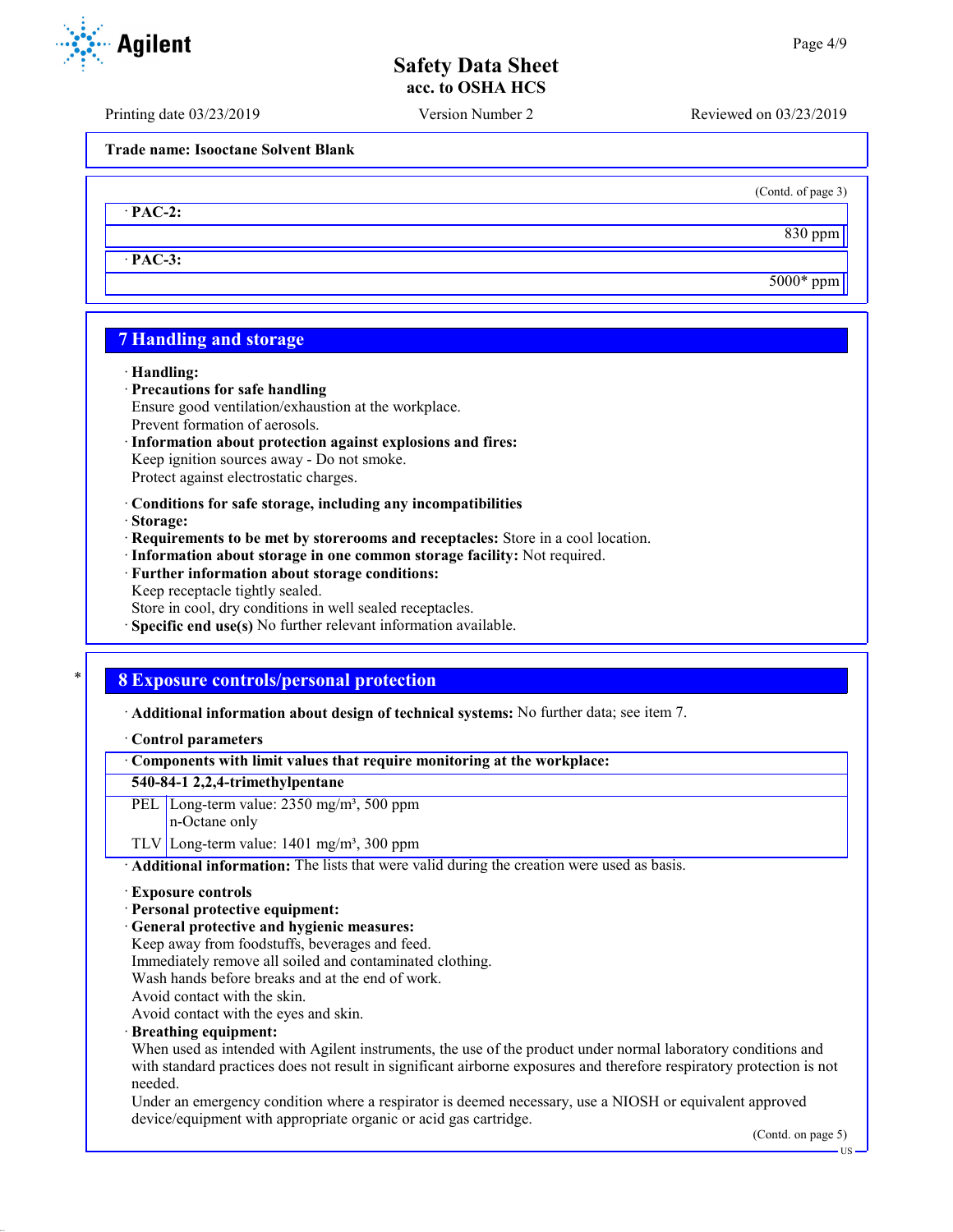Trade name: Isooctane Solvent Blank

(Contd. of page 3)

| · PAC-2: |
| ---: |
| 830 ppm |

| · PAC-3: |
| ---: |
| 5000* ppm |

## 7 Handling and storage

· **Handling:**
· **Precautions for safe handling**
Ensure good ventilation/exhaustion at the workplace.
Prevent formation of aerosols.
· **Information about protection against explosions and fires:**
Keep ignition sources away - Do not smoke.
Protect against electrostatic charges.

· **Conditions for safe storage, including any incompatibilities**
· **Storage:**
· **Requirements to be met by storerooms and receptacles:** Store in a cool location.
· **Information about storage in one common storage facility:** Not required.
· **Further information about storage conditions:**
Keep receptacle tightly sealed.
Store in cool, dry conditions in well sealed receptacles.
· **Specific end use(s)** No further relevant information available.

## 8 Exposure controls/personal protection

· **Additional information about design of technical systems:** No further data; see item 7.

· **Control parameters**

| · Components with limit values that require monitoring at the workplace: | |
| --- | --- |
| **540-84-1 2,2,4-trimethylpentane** | |
| PEL | Long-term value: 2350 mg/m³, 500 ppm<br>n-Octane only |
| TLV | Long-term value: 1401 mg/m³, 300 ppm |

· **Additional information:** The lists that were valid during the creation were used as basis.

· **Exposure controls**
· **Personal protective equipment:**
· **General protective and hygienic measures:**
Keep away from foodstuffs, beverages and feed.
Immediately remove all soiled and contaminated clothing.
Wash hands before breaks and at the end of work.
Avoid contact with the skin.
Avoid contact with the eyes and skin.
· **Breathing equipment:**
When used as intended with Agilent instruments, the use of the product under normal laboratory conditions and with standard practices does not result in significant airborne exposures and therefore respiratory protection is not needed.
Under an emergency condition where a respirator is deemed necessary, use a NIOSH or equivalent approved device/equipment with appropriate organic or acid gas cartridge.

(Contd. on page 5)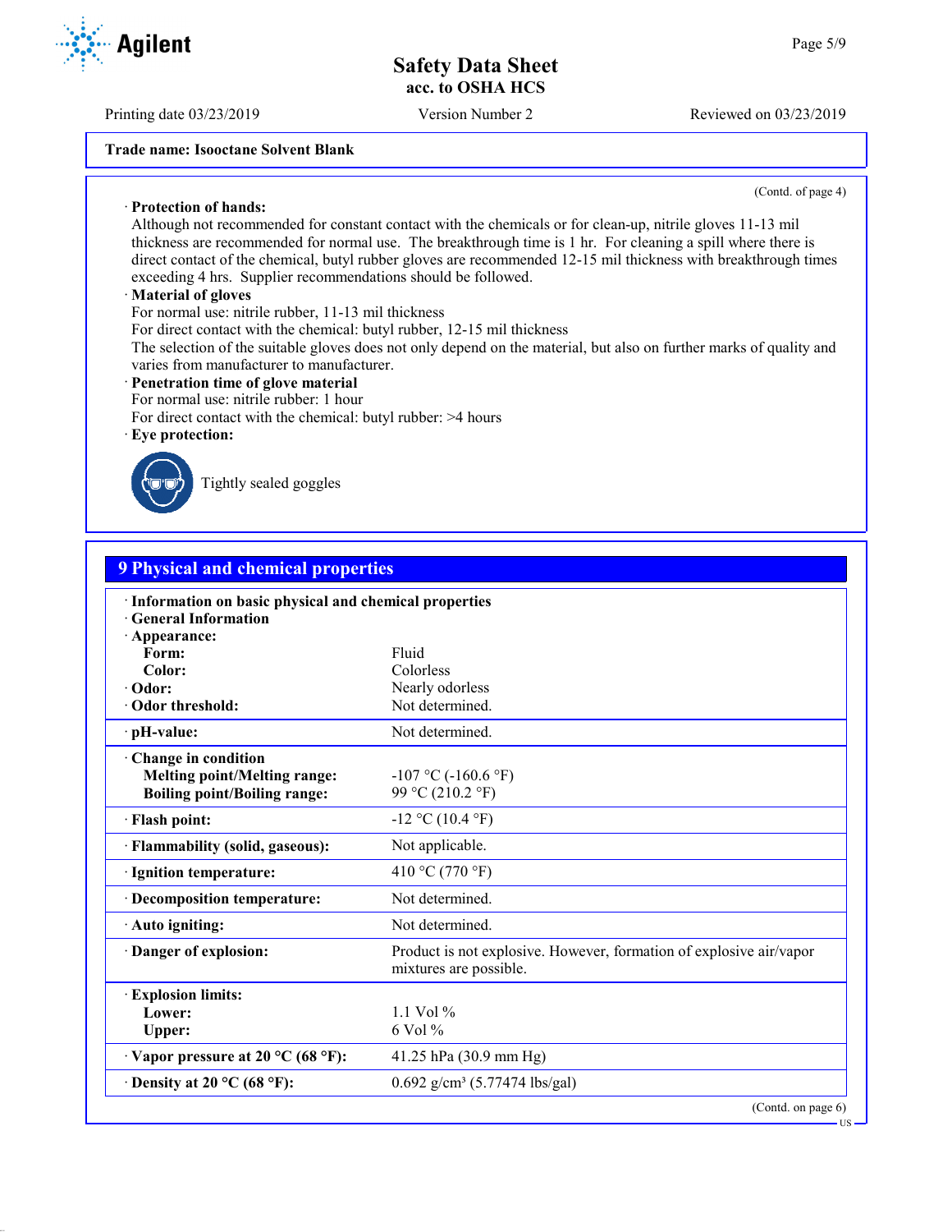Trade name: Isooctane Solvent Blank

(Contd. of page 4)

· **Protection of hands:**
Although not recommended for constant contact with the chemicals or for clean-up, nitrile gloves 11-13 mil thickness are recommended for normal use. The breakthrough time is 1 hr. For cleaning a spill where there is direct contact of the chemical, butyl rubber gloves are recommended 12-15 mil thickness with breakthrough times exceeding 4 hrs. Supplier recommendations should be followed.

· **Material of gloves**
For normal use: nitrile rubber, 11-13 mil thickness
For direct contact with the chemical: butyl rubber, 12-15 mil thickness
The selection of the suitable gloves does not only depend on the material, but also on further marks of quality and varies from manufacturer to manufacturer.

· **Penetration time of glove material**
For normal use: nitrile rubber: 1 hour
For direct contact with the chemical: butyl rubber: >4 hours

· **Eye protection:**
Tightly sealed goggles

## 9 Physical and chemical properties

· **Information on basic physical and chemical properties**
· **General Information**

| Property | Value |
|---|---|
| · **Appearance:** | |
| **Form:** | Fluid |
| **Color:** | Colorless |
| · **Odor:** | Nearly odorless |
| · **Odor threshold:** | Not determined. |
| · **pH-value:** | Not determined. |
| · **Change in condition** | |
| **Melting point/Melting range:** | -107 °C (-160.6 °F) |
| **Boiling point/Boiling range:** | 99 °C (210.2 °F) |
| · **Flash point:** | -12 °C (10.4 °F) |
| · **Flammability (solid, gaseous):** | Not applicable. |
| · **Ignition temperature:** | 410 °C (770 °F) |
| · **Decomposition temperature:** | Not determined. |
| · **Auto igniting:** | Not determined. |
| · **Danger of explosion:** | Product is not explosive. However, formation of explosive air/vapor mixtures are possible. |
| · **Explosion limits:** | |
| **Lower:** | 1.1 Vol % |
| **Upper:** | 6 Vol % |
| · **Vapor pressure at 20 °C (68 °F):** | 41.25 hPa (30.9 mm Hg) |
| · **Density at 20 °C (68 °F):** | 0.692 g/cm³ (5.77474 lbs/gal) |

(Contd. on page 6)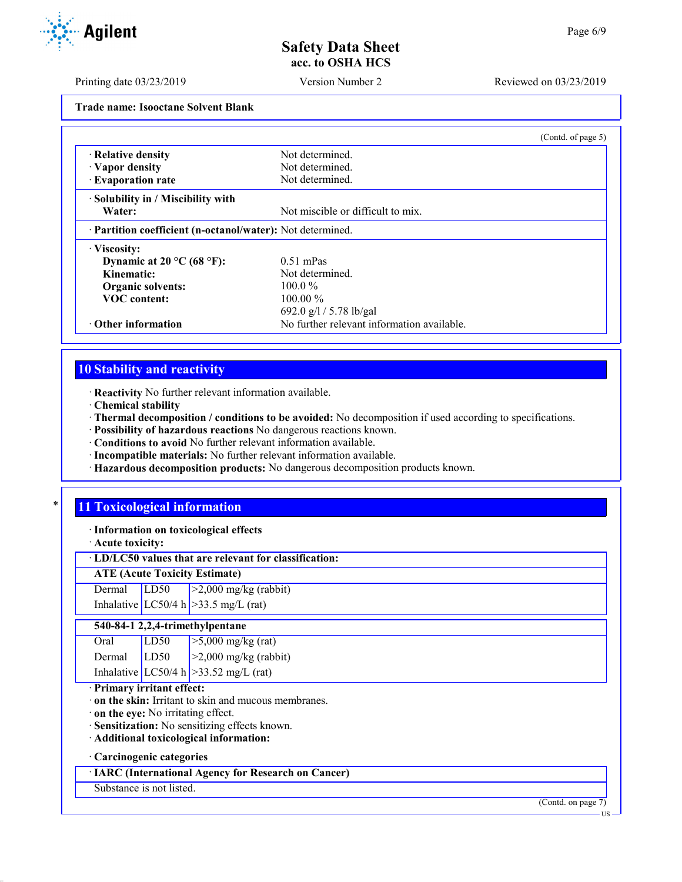**Trade name: Isooctane Solvent Blank**

(Contd. of page 5)

| | |
|---|---|
| · **Relative density** | Not determined. |
| · **Vapor density** | Not determined. |
| · **Evaporation rate** | Not determined. |
| · **Solubility in / Miscibility with Water:** | Not miscible or difficult to mix. |
| · **Partition coefficient (n-octanol/water):** | Not determined. |
| · **Viscosity:** | |
| **Dynamic at 20 °C (68 °F):** | 0.51 mPas |
| **Kinematic:** | Not determined. |
| **Organic solvents:** | 100.0 % |
| **VOC content:** | 100.00 % |
| | 692.0 g/l / 5.78 lb/gal |
| · **Other information** | No further relevant information available. |

## 10 Stability and reactivity

· **Reactivity** No further relevant information available.
· **Chemical stability**
· **Thermal decomposition / conditions to be avoided:** No decomposition if used according to specifications.
· **Possibility of hazardous reactions** No dangerous reactions known.
· **Conditions to avoid** No further relevant information available.
· **Incompatible materials:** No further relevant information available.
· **Hazardous decomposition products:** No dangerous decomposition products known.

## * 11 Toxicological information

· **Information on toxicological effects**
· **Acute toxicity:**

· **LD/LC50 values that are relevant for classification:**

| **ATE (Acute Toxicity Estimate)** | | |
|---|---|---|
| Dermal | LD50 | >2,000 mg/kg (rabbit) |
| Inhalative | LC50/4 h | >33.5 mg/L (rat) |

| **540-84-1 2,2,4-trimethylpentane** | | |
|---|---|---|
| Oral | LD50 | >5,000 mg/kg (rat) |
| Dermal | LD50 | >2,000 mg/kg (rabbit) |
| Inhalative | LC50/4 h | >33.52 mg/L (rat) |

· **Primary irritant effect:**
· **on the skin:** Irritant to skin and mucous membranes.
· **on the eye:** No irritating effect.
· **Sensitization:** No sensitizing effects known.
· **Additional toxicological information:**

· **Carcinogenic categories**

| · **IARC (International Agency for Research on Cancer)** |
|---|
| Substance is not listed. |

(Contd. on page 7)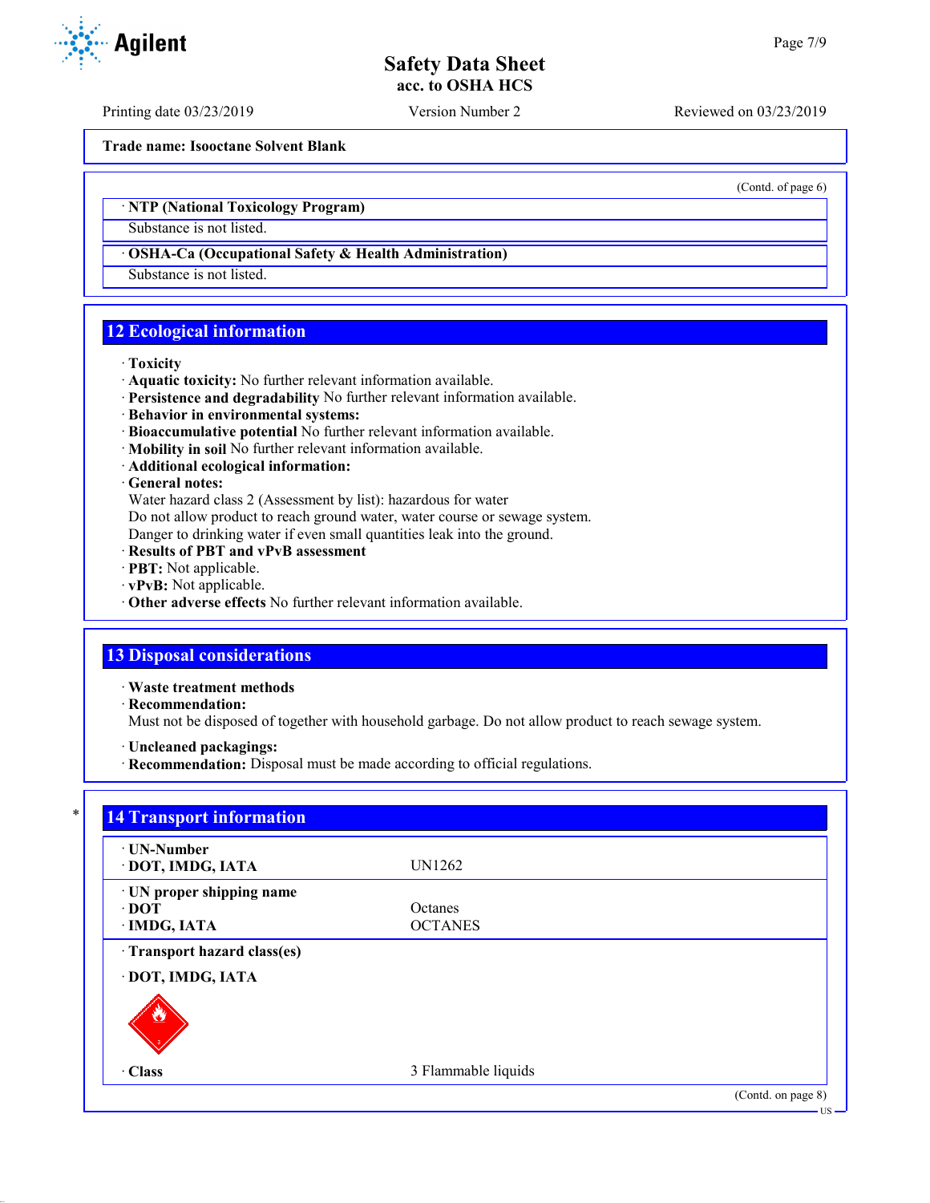Trade name: Isooctane Solvent Blank

(Contd. of page 6)

· **NTP (National Toxicology Program)**

Substance is not listed.

· **OSHA-Ca (Occupational Safety & Health Administration)**

Substance is not listed.

## 12 Ecological information

· **Toxicity**
· **Aquatic toxicity:** No further relevant information available.
· **Persistence and degradability** No further relevant information available.
· **Behavior in environmental systems:**
· **Bioaccumulative potential** No further relevant information available.
· **Mobility in soil** No further relevant information available.
· **Additional ecological information:**
· **General notes:**
Water hazard class 2 (Assessment by list): hazardous for water
Do not allow product to reach ground water, water course or sewage system.
Danger to drinking water if even small quantities leak into the ground.
· **Results of PBT and vPvB assessment**
· **PBT:** Not applicable.
· **vPvB:** Not applicable.
· **Other adverse effects** No further relevant information available.

## 13 Disposal considerations

· **Waste treatment methods**
· **Recommendation:**
Must not be disposed of together with household garbage. Do not allow product to reach sewage system.

· **Uncleaned packagings:**
· **Recommendation:** Disposal must be made according to official regulations.

## 14 Transport information

| | |
|---|---|
| · **UN-Number** | |
| · **DOT, IMDG, IATA** | UN1262 |
| · **UN proper shipping name** | |
| · **DOT** | Octanes |
| · **IMDG, IATA** | OCTANES |
| · **Transport hazard class(es)** | |
| · **DOT, IMDG, IATA** | |
| · **Class** | 3 Flammable liquids |

(Contd. on page 8)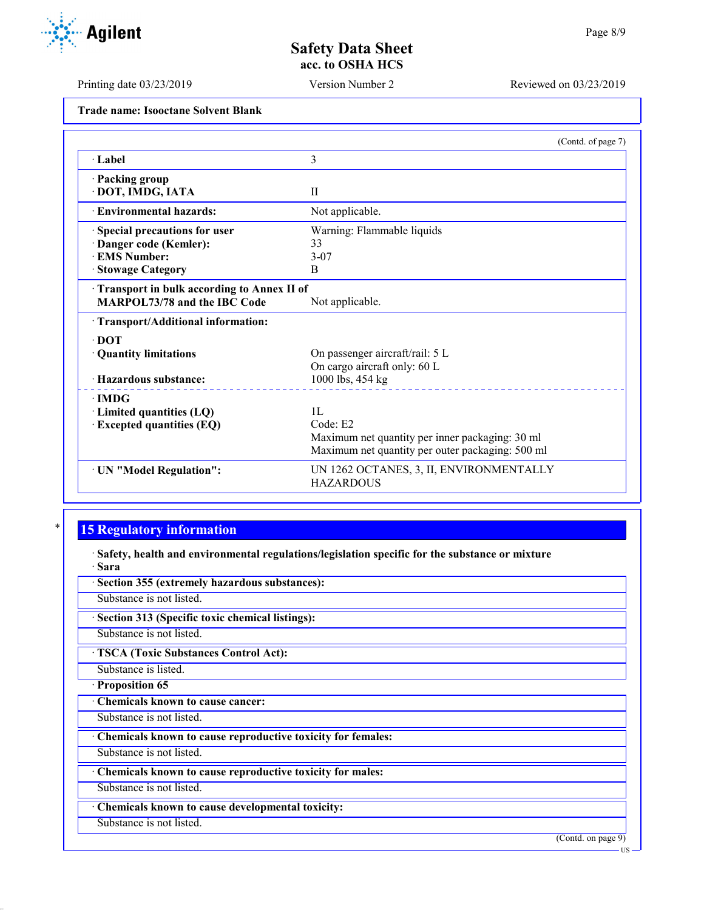Trade name: Isooctane Solvent Blank

(Contd. of page 7)

| | |
|---|---|
| · Label | 3 |
| · Packing group<br>· DOT, IMDG, IATA | II |
| · Environmental hazards: | Not applicable. |
| · Special precautions for user<br>· Danger code (Kemler):<br>· EMS Number:<br>· Stowage Category | Warning: Flammable liquids<br>33<br>3-07<br>B |
| · Transport in bulk according to Annex II of MARPOL73/78 and the IBC Code | Not applicable. |
| · Transport/Additional information: | |
| · DOT<br>· Quantity limitations | On passenger aircraft/rail: 5 L<br>On cargo aircraft only: 60 L |
| · Hazardous substance: | 1000 lbs, 454 kg |
| · IMDG<br>· Limited quantities (LQ)<br>· Excepted quantities (EQ) | 1L<br>Code: E2<br>Maximum net quantity per inner packaging: 30 ml<br>Maximum net quantity per outer packaging: 500 ml |
| · UN "Model Regulation": | UN 1262 OCTANES, 3, II, ENVIRONMENTALLY HAZARDOUS |

## 15 Regulatory information

· **Safety, health and environmental regulations/legislation specific for the substance or mixture**

· **Sara**

· **Section 355 (extremely hazardous substances):**
Substance is not listed.

· **Section 313 (Specific toxic chemical listings):**
Substance is not listed.

· **TSCA (Toxic Substances Control Act):**
Substance is listed.

· **Proposition 65**

· **Chemicals known to cause cancer:**
Substance is not listed.

· **Chemicals known to cause reproductive toxicity for females:**
Substance is not listed.

· **Chemicals known to cause reproductive toxicity for males:**
Substance is not listed.

· **Chemicals known to cause developmental toxicity:**
Substance is not listed.

(Contd. on page 9)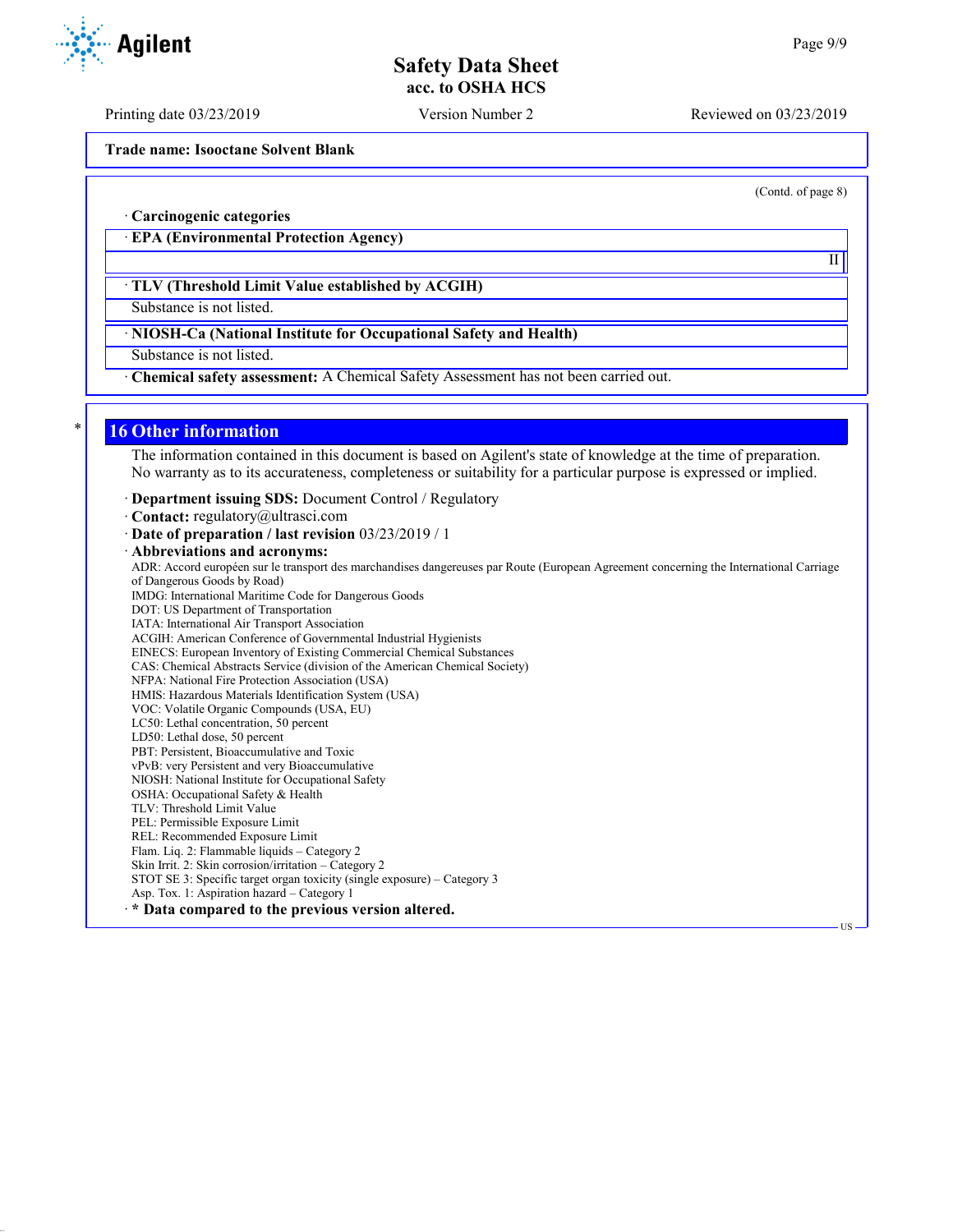**Trade name: Isooctane Solvent Blank**

(Contd. of page 8)

· **Carcinogenic categories**

· **EPA (Environmental Protection Agency)**

II

· **TLV (Threshold Limit Value established by ACGIH)**

Substance is not listed.

· **NIOSH-Ca (National Institute for Occupational Safety and Health)**

Substance is not listed.

· **Chemical safety assessment:** A Chemical Safety Assessment has not been carried out.

## 16 Other information

The information contained in this document is based on Agilent's state of knowledge at the time of preparation. No warranty as to its accurateness, completeness or suitability for a particular purpose is expressed or implied.

· **Department issuing SDS:** Document Control / Regulatory
· **Contact:** regulatory@ultrasci.com
· **Date of preparation / last revision** 03/23/2019 / 1
· **Abbreviations and acronyms:**

ADR: Accord européen sur le transport des marchandises dangereuses par Route (European Agreement concerning the International Carriage of Dangerous Goods by Road)
IMDG: International Maritime Code for Dangerous Goods
DOT: US Department of Transportation
IATA: International Air Transport Association
ACGIH: American Conference of Governmental Industrial Hygienists
EINECS: European Inventory of Existing Commercial Chemical Substances
CAS: Chemical Abstracts Service (division of the American Chemical Society)
NFPA: National Fire Protection Association (USA)
HMIS: Hazardous Materials Identification System (USA)
VOC: Volatile Organic Compounds (USA, EU)
LC50: Lethal concentration, 50 percent
LD50: Lethal dose, 50 percent
PBT: Persistent, Bioaccumulative and Toxic
vPvB: very Persistent and very Bioaccumulative
NIOSH: National Institute for Occupational Safety
OSHA: Occupational Safety & Health
TLV: Threshold Limit Value
PEL: Permissible Exposure Limit
REL: Recommended Exposure Limit
Flam. Liq. 2: Flammable liquids – Category 2
Skin Irrit. 2: Skin corrosion/irritation – Category 2
STOT SE 3: Specific target organ toxicity (single exposure) – Category 3
Asp. Tox. 1: Aspiration hazard – Category 1

· **\* Data compared to the previous version altered.**